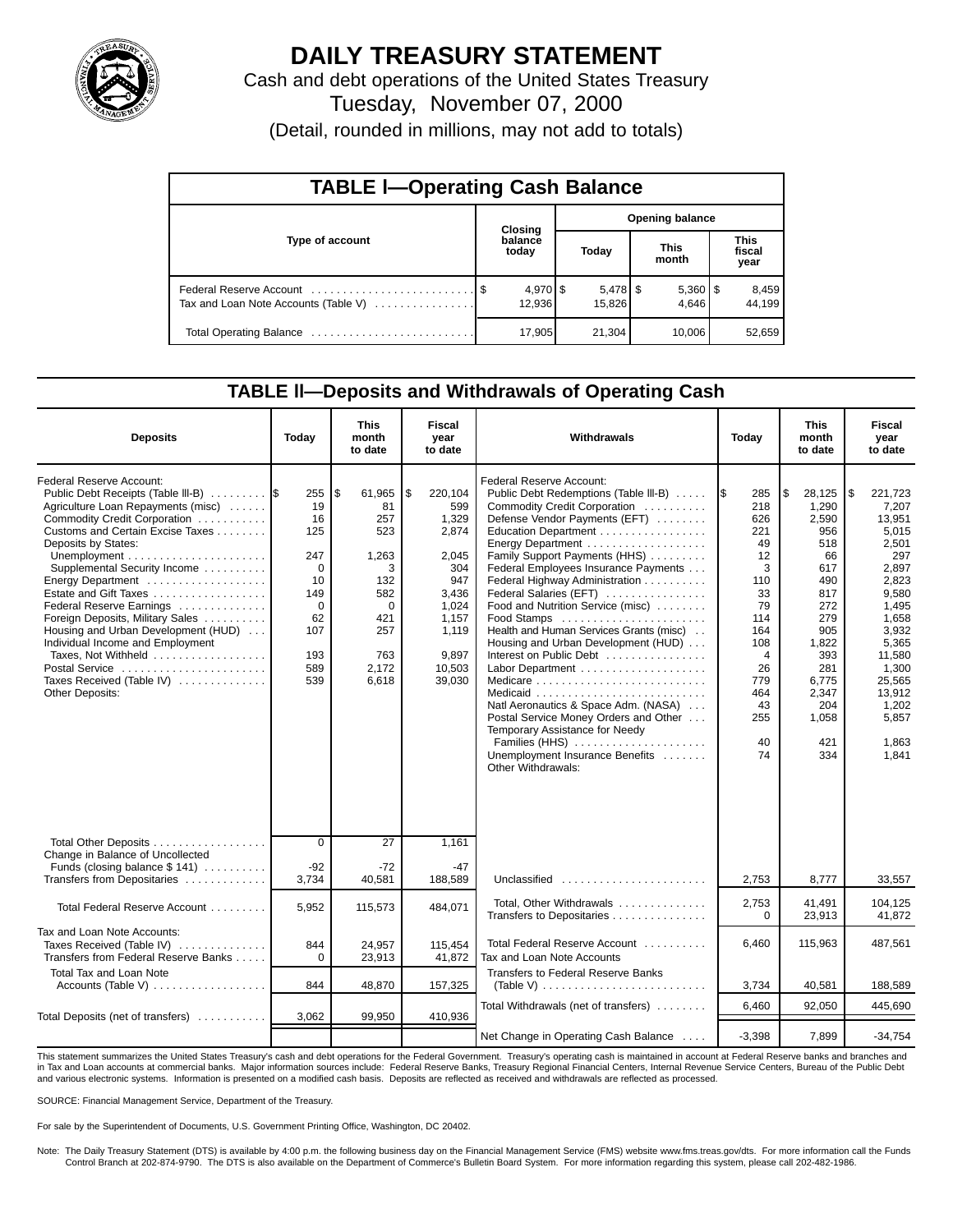# DAILY TREASURY STATEMENT

Cash and debt operations of the United States Treasury

Tuesday, November 07, 2000

(Detail, rounded in millions, may not add to totals)

## TABLE I—Operating Cash Balance

| Type of account | Closing balance today | Opening balance Today | This month | This fiscal year |
|---|---|---|---|---|
| Federal Reserve Account | $ 4,970 | $ 5,478 | $ 5,360 | $ 8,459 |
| Tax and Loan Note Accounts (Table V) | 12,936 | 15,826 | 4,646 | 44,199 |
| Total Operating Balance | 17,905 | 21,304 | 10,006 | 52,659 |

## TABLE II—Deposits and Withdrawals of Operating Cash

| Deposits | Today | This month to date | Fiscal year to date |
|---|---|---|---|
| Federal Reserve Account: | | | |
| Public Debt Receipts (Table III-B) | $ 255 | $ 61,965 | $ 220,104 |
| Agriculture Loan Repayments (misc) | 19 | 81 | 599 |
| Commodity Credit Corporation | 16 | 257 | 1,329 |
| Customs and Certain Excise Taxes | 125 | 523 | 2,874 |
| Deposits by States: | | | |
| Unemployment | 247 | 1,263 | 2,045 |
| Supplemental Security Income | 0 | 3 | 304 |
| Energy Department | 10 | 132 | 947 |
| Estate and Gift Taxes | 149 | 582 | 3,436 |
| Federal Reserve Earnings | 0 | 0 | 1,024 |
| Foreign Deposits, Military Sales | 62 | 421 | 1,157 |
| Housing and Urban Development (HUD) | 107 | 257 | 1,119 |
| Individual Income and Employment Taxes, Not Withheld | 193 | 763 | 9,897 |
| Postal Service | 589 | 2,172 | 10,503 |
| Taxes Received (Table IV) | 539 | 6,618 | 39,030 |
| Other Deposits: | | | |
| Total Other Deposits | 0 | 27 | 1,161 |
| Change in Balance of Uncollected Funds (closing balance $ 141) | -92 | -72 | -47 |
| Transfers from Depositaries | 3,734 | 40,581 | 188,589 |
| Total Federal Reserve Account | 5,952 | 115,573 | 484,071 |
| Tax and Loan Note Accounts: | | | |
| Taxes Received (Table IV) | 844 | 24,957 | 115,454 |
| Transfers from Federal Reserve Banks | 0 | 23,913 | 41,872 |
| Total Tax and Loan Note Accounts (Table V) | 844 | 48,870 | 157,325 |
| Total Deposits (net of transfers) | 3,062 | 99,950 | 410,936 |

| Withdrawals | Today | This month to date | Fiscal year to date |
|---|---|---|---|
| Federal Reserve Account: | | | |
| Public Debt Redemptions (Table III-B) | $ 285 | $ 28,125 | $ 221,723 |
| Commodity Credit Corporation | 218 | 1,290 | 7,207 |
| Defense Vendor Payments (EFT) | 626 | 2,590 | 13,951 |
| Education Department | 221 | 956 | 5,015 |
| Energy Department | 49 | 518 | 2,501 |
| Family Support Payments (HHS) | 12 | 66 | 297 |
| Federal Employees Insurance Payments | 3 | 617 | 2,897 |
| Federal Highway Administration | 110 | 490 | 2,823 |
| Federal Salaries (EFT) | 33 | 817 | 9,580 |
| Food and Nutrition Service (misc) | 79 | 272 | 1,495 |
| Food Stamps | 114 | 279 | 1,658 |
| Health and Human Services Grants (misc) | 164 | 905 | 3,932 |
| Housing and Urban Development (HUD) | 108 | 1,822 | 5,365 |
| Interest on Public Debt | 4 | 393 | 11,580 |
| Labor Department | 26 | 281 | 1,300 |
| Medicare | 779 | 6,775 | 25,565 |
| Medicaid | 464 | 2,347 | 13,912 |
| Natl Aeronautics & Space Adm. (NASA) | 43 | 204 | 1,202 |
| Postal Service Money Orders and Other | 255 | 1,058 | 5,857 |
| Temporary Assistance for Needy Families (HHS) | 40 | 421 | 1,863 |
| Unemployment Insurance Benefits | 74 | 334 | 1,841 |
| Other Withdrawals: | | | |
| Unclassified | 2,753 | 8,777 | 33,557 |
| Total, Other Withdrawals | 2,753 | 41,491 | 104,125 |
| Transfers to Depositaries | 0 | 23,913 | 41,872 |
| Total Federal Reserve Account | 6,460 | 115,963 | 487,561 |
| Tax and Loan Note Accounts | | | |
| Transfers to Federal Reserve Banks (Table V) | 3,734 | 40,581 | 188,589 |
| Total Withdrawals (net of transfers) | 6,460 | 92,050 | 445,690 |
| Net Change in Operating Cash Balance | -3,398 | 7,899 | -34,754 |

This statement summarizes the United States Treasury's cash and debt operations for the Federal Government. Treasury's operating cash is maintained in account at Federal Reserve banks and branches and in Tax and Loan accounts at commercial banks. Major information sources include: Federal Reserve Banks, Treasury Regional Financial Centers, Internal Revenue Service Centers, Bureau of the Public Debt and various electronic systems. Information is presented on a modified cash basis. Deposits are reflected as received and withdrawals are reflected as processed.

SOURCE: Financial Management Service, Department of the Treasury.

For sale by the Superintendent of Documents, U.S. Government Printing Office, Washington, DC 20402.

Note: The Daily Treasury Statement (DTS) is available by 4:00 p.m. the following business day on the Financial Management Service (FMS) website www.fms.treas.gov/dts. For more information call the Funds Control Branch at 202-874-9790. The DTS is also available on the Department of Commerce's Bulletin Board System. For more information regarding this system, please call 202-482-1986.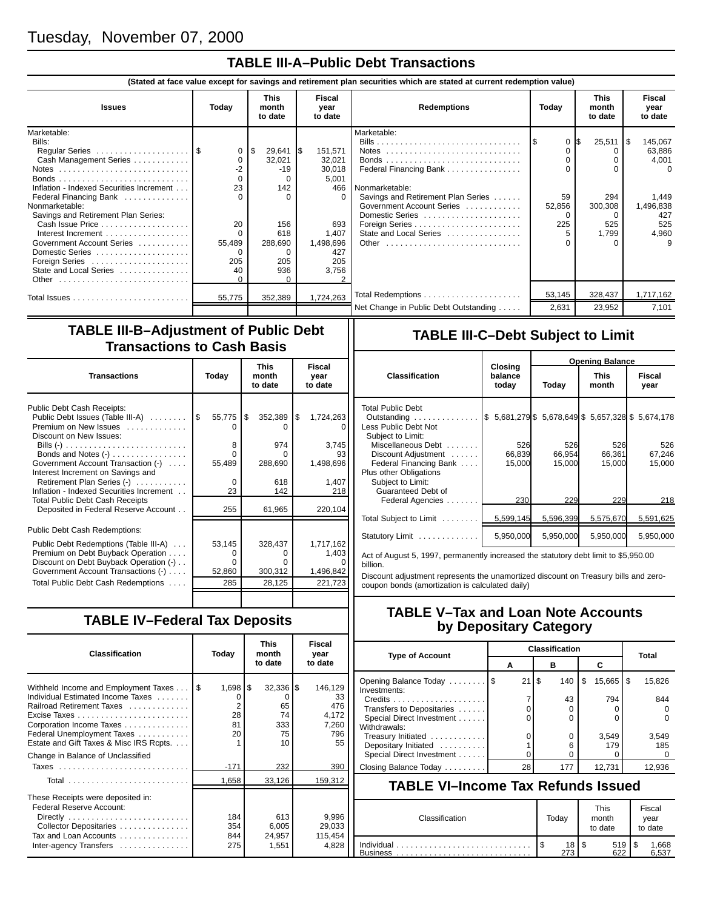Tuesday, November 07, 2000

## TABLE III-A–Public Debt Transactions

(Stated at face value except for savings and retirement plan securities which are stated at current redemption value)

| Issues | Today | This month to date | Fiscal year to date | Redemptions | Today | This month to date | Fiscal year to date |
|---|---|---|---|---|---|---|---|
| Marketable: | | | | Marketable: | | | |
| Bills: | | | | Bills | $ 0 | $ 25,511 | $ 145,067 |
| Regular Series | $ 0 | $ 29,641 | $ 151,571 | Notes | 0 | 0 | 63,886 |
| Cash Management Series | 0 | 32,021 | 32,021 | Bonds | 0 | 0 | 4,001 |
| Notes | -2 | -19 | 30,018 | Federal Financing Bank | 0 | 0 | 0 |
| Bonds | 0 | 0 | 5,001 | | | | |
| Inflation - Indexed Securities Increment | 23 | 142 | 466 | Nonmarketable: | | | |
| Federal Financing Bank | 0 | 0 | 0 | Savings and Retirement Plan Series | 59 | 294 | 1,449 |
| Nonmarketable: | | | | Government Account Series | 52,856 | 300,308 | 1,496,838 |
| Savings and Retirement Plan Series: | | | | Domestic Series | 0 | 0 | 427 |
| Cash Issue Price | 20 | 156 | 693 | Foreign Series | 225 | 525 | 525 |
| Interest Increment | 0 | 618 | 1,407 | State and Local Series | 5 | 1,799 | 4,960 |
| Government Account Series | 55,489 | 288,690 | 1,498,696 | Other | 0 | 0 | 9 |
| Domestic Series | 0 | 0 | 427 | | | | |
| Foreign Series | 205 | 205 | 205 | | | | |
| State and Local Series | 40 | 936 | 3,756 | | | | |
| Other | 0 | 0 | 2 | | | | |
| Total Issues | 55,775 | 352,389 | 1,724,263 | Total Redemptions | 53,145 | 328,437 | 1,717,162 |
| | | | | Net Change in Public Debt Outstanding | 2,631 | 23,952 | 7,101 |

## TABLE III-B–Adjustment of Public Debt Transactions to Cash Basis

| Transactions | Today | This month to date | Fiscal year to date |
|---|---|---|---|
| Public Debt Cash Receipts: | | | |
| Public Debt Issues (Table III-A) | $ 55,775 | $ 352,389 | $ 1,724,263 |
| Premium on New Issues | 0 | 0 | 0 |
| Discount on New Issues: | | | |
| Bills (-) | 8 | 974 | 3,745 |
| Bonds and Notes (-) | 0 | 0 | 93 |
| Government Account Transaction (-) | 55,489 | 288,690 | 1,498,696 |
| Interest Increment on Savings and Retirement Plan Series (-) | 0 | 618 | 1,407 |
| Inflation - Indexed Securities Increment | 23 | 142 | 218 |
| Total Public Debt Cash Receipts Deposited in Federal Reserve Account | 255 | 61,965 | 220,104 |
| Public Debt Cash Redemptions: | | | |
| Public Debt Redemptions (Table III-A) | 53,145 | 328,437 | 1,717,162 |
| Premium on Debt Buyback Operation | 0 | 0 | 1,403 |
| Discount on Debt Buyback Operation (-) | 0 | 0 | 0 |
| Government Account Transactions (-) | 52,860 | 300,312 | 1,496,842 |
| Total Public Debt Cash Redemptions | 285 | 28,125 | 221,723 |

## TABLE III-C–Debt Subject to Limit

| Classification | Closing balance today | Opening Balance | | |
|---|---|---|---|---|
| | | Today | This month | Fiscal year |
| Total Public Debt Outstanding | $ 5,681,279 | $ 5,678,649 | $ 5,657,328 | $ 5,674,178 |
| Less Public Debt Not Subject to Limit: | | | | |
| Miscellaneous Debt | 526 | 526 | 526 | 526 |
| Discount Adjustment | 66,839 | 66,954 | 66,361 | 67,246 |
| Federal Financing Bank | 15,000 | 15,000 | 15,000 | 15,000 |
| Plus other Obligations Subject to Limit: | | | | |
| Guaranteed Debt of Federal Agencies | 230 | 229 | 229 | 218 |
| Total Subject to Limit | 5,599,145 | 5,596,399 | 5,575,670 | 5,591,625 |
| Statutory Limit | 5,950,000 | 5,950,000 | 5,950,000 | 5,950,000 |

Act of August 5, 1997, permanently increased the statutory debt limit to $5,950.00 billion.

Discount adjustment represents the unamortized discount on Treasury bills and zero-coupon bonds (amortization is calculated daily)

## TABLE IV–Federal Tax Deposits

| Classification | Today | This month to date | Fiscal year to date |
|---|---|---|---|
| Withheld Income and Employment Taxes | $ 1,698 | $ 32,336 | $ 146,129 |
| Individual Estimated Income Taxes | 0 | 0 | 33 |
| Railroad Retirement Taxes | 2 | 65 | 476 |
| Excise Taxes | 28 | 74 | 4,172 |
| Corporation Income Taxes | 81 | 333 | 7,260 |
| Federal Unemployment Taxes | 20 | 75 | 796 |
| Estate and Gift Taxes & Misc IRS Rcpts. | 1 | 10 | 55 |
| Change in Balance of Unclassified Taxes | -171 | 232 | 390 |
| Total | 1,658 | 33,126 | 159,312 |
| These Receipts were deposited in: | | | |
| Federal Reserve Account: | | | |
| Directly | 184 | 613 | 9,996 |
| Collector Depositaries | 354 | 6,005 | 29,033 |
| Tax and Loan Accounts | 844 | 24,957 | 115,454 |
| Inter-agency Transfers | 275 | 1,551 | 4,828 |

## TABLE V–Tax and Loan Note Accounts by Depositary Category

| Type of Account | Classification | | | Total |
|---|---|---|---|---|
| | A | B | C | |
| Opening Balance Today | $ 21 | $ 140 | $ 15,665 | $ 15,826 |
| Investments: | | | | |
| Credits | 7 | 43 | 794 | 844 |
| Transfers to Depositaries | 0 | 0 | 0 | 0 |
| Special Direct Investment | 0 | 0 | 0 | 0 |
| Withdrawals: | | | | |
| Treasury Initiated | 0 | 0 | 3,549 | 3,549 |
| Depositary Initiated | 1 | 6 | 179 | 185 |
| Special Direct Investment | 0 | 0 | 0 | 0 |
| Closing Balance Today | 28 | 177 | 12,731 | 12,936 |

## TABLE VI–Income Tax Refunds Issued

| Classification | Today | This month to date | Fiscal year to date |
|---|---|---|---|
| Individual | $ 18 | $ 519 | $ 1,668 |
| Business | 273 | 622 | 6,537 |